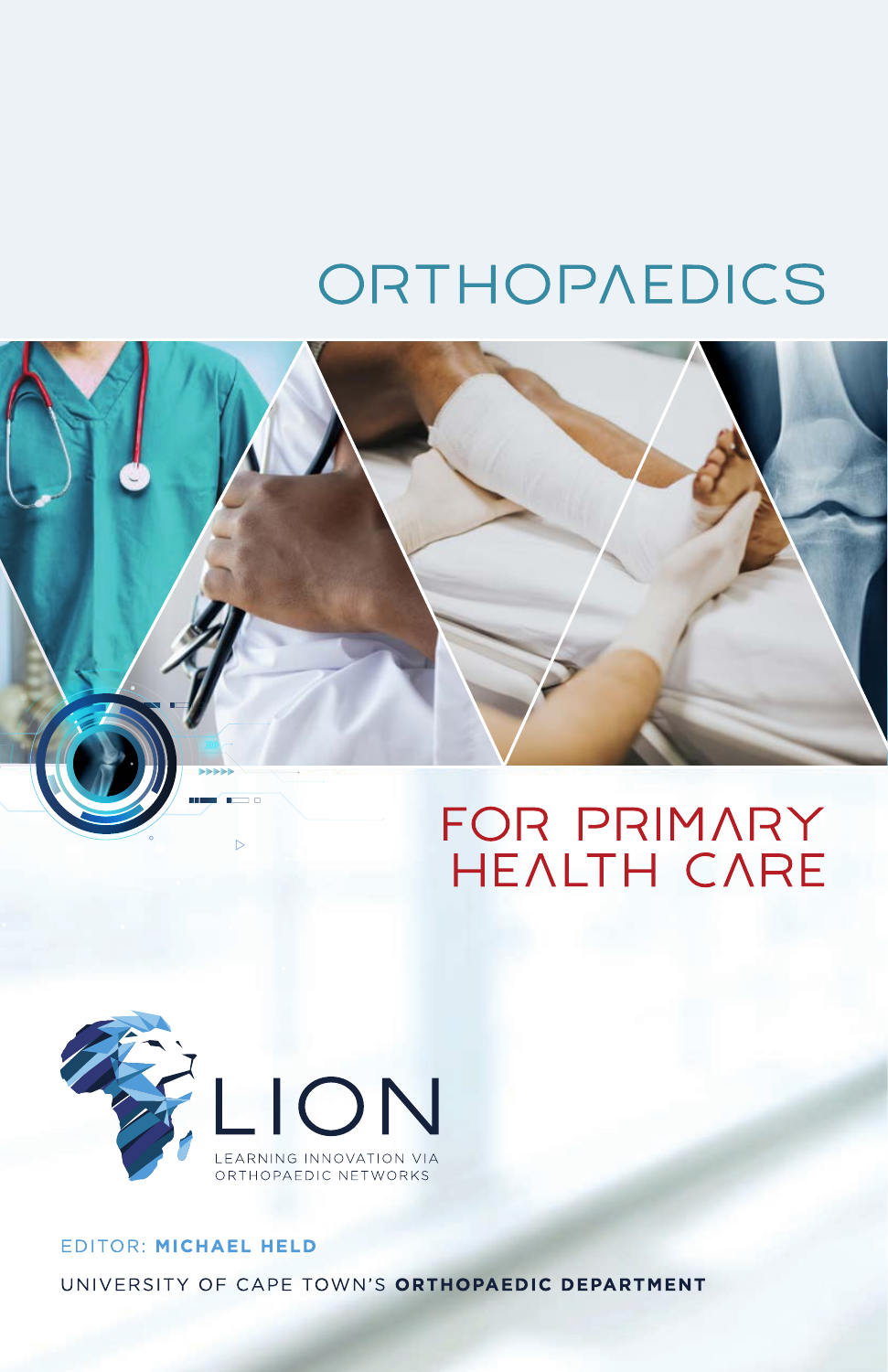# ORTHOPAEDICS

# FOR PRIMARY HEALTH CARE

LION

LEARNING INNOVATION VIA ORTHOPAEDIC NETWORKS

EDITOR: **MICHAEL HELD**

UNIVERSITY OF CAPE TOWN'S **ORTHOPAEDIC DEPARTMENT**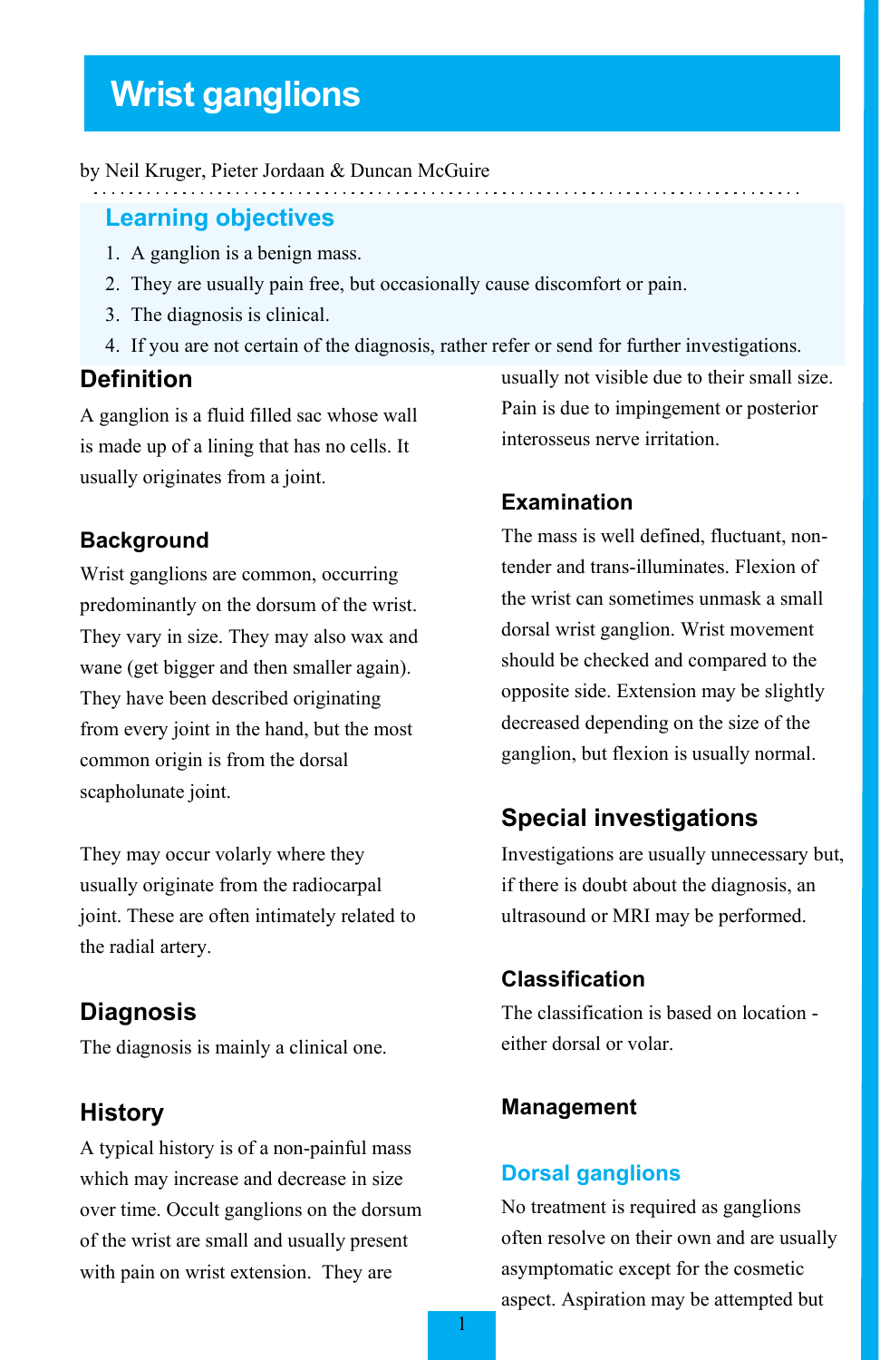# Wrist ganglions

by Neil Kruger, Pieter Jordaan & Duncan McGuire

## Learning objectives

1. A ganglion is a benign mass.
2. They are usually pain free, but occasionally cause discomfort or pain.
3. The diagnosis is clinical.
4. If you are not certain of the diagnosis, rather refer or send for further investigations.

## Definition

A ganglion is a fluid filled sac whose wall is made up of a lining that has no cells. It usually originates from a joint.

### Background

Wrist ganglions are common, occurring predominantly on the dorsum of the wrist. They vary in size. They may also wax and wane (get bigger and then smaller again). They have been described originating from every joint in the hand, but the most common origin is from the dorsal scapholunate joint.

They may occur volarly where they usually originate from the radiocarpal joint. These are often intimately related to the radial artery.

## Diagnosis

The diagnosis is mainly a clinical one.

## History

A typical history is of a non-painful mass which may increase and decrease in size over time. Occult ganglions on the dorsum of the wrist are small and usually present with pain on wrist extension. They are usually not visible due to their small size. Pain is due to impingement or posterior interosseus nerve irritation.

### Examination

The mass is well defined, fluctuant, non-tender and trans-illuminates. Flexion of the wrist can sometimes unmask a small dorsal wrist ganglion. Wrist movement should be checked and compared to the opposite side. Extension may be slightly decreased depending on the size of the ganglion, but flexion is usually normal.

## Special investigations

Investigations are usually unnecessary but, if there is doubt about the diagnosis, an ultrasound or MRI may be performed.

### Classification

The classification is based on location - either dorsal or volar.

### Management

### Dorsal ganglions

No treatment is required as ganglions often resolve on their own and are usually asymptomatic except for the cosmetic aspect. Aspiration may be attempted but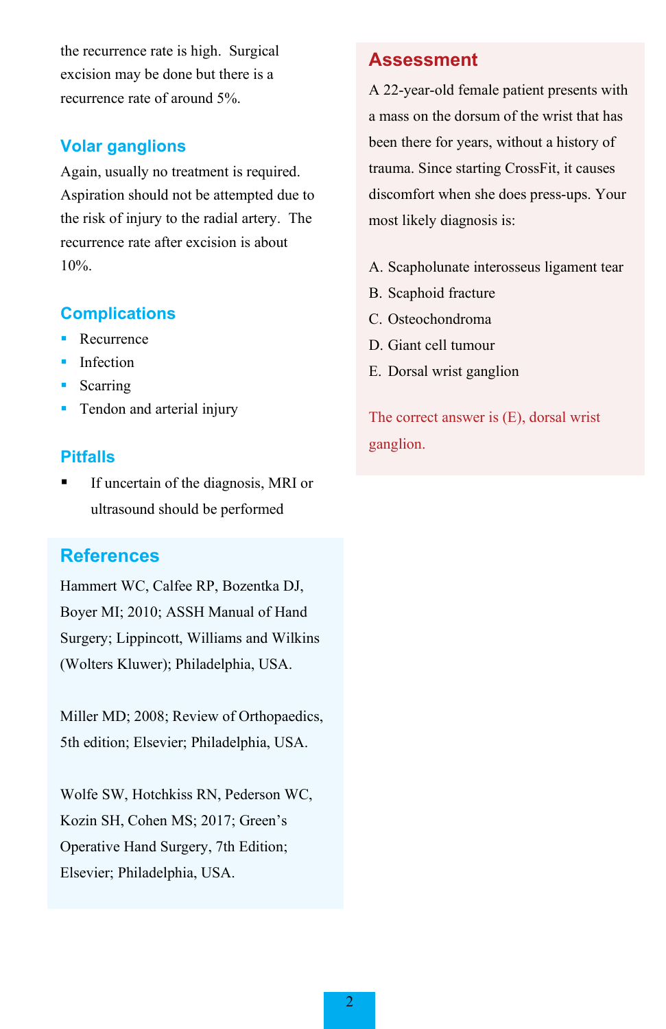the recurrence rate is high. Surgical excision may be done but there is a recurrence rate of around 5%.

## Volar ganglions

Again, usually no treatment is required. Aspiration should not be attempted due to the risk of injury to the radial artery. The recurrence rate after excision is about 10%.

## Complications

- Recurrence
- Infection
- Scarring
- Tendon and arterial injury

## Pitfalls

- If uncertain of the diagnosis, MRI or ultrasound should be performed

## References

Hammert WC, Calfee RP, Bozentka DJ, Boyer MI; 2010; ASSH Manual of Hand Surgery; Lippincott, Williams and Wilkins (Wolters Kluwer); Philadelphia, USA.

Miller MD; 2008; Review of Orthopaedics, 5th edition; Elsevier; Philadelphia, USA.

Wolfe SW, Hotchkiss RN, Pederson WC, Kozin SH, Cohen MS; 2017; Green's Operative Hand Surgery, 7th Edition; Elsevier; Philadelphia, USA.

## Assessment

A 22-year-old female patient presents with a mass on the dorsum of the wrist that has been there for years, without a history of trauma. Since starting CrossFit, it causes discomfort when she does press-ups. Your most likely diagnosis is:

A. Scapholunate interosseus ligament tear
B. Scaphoid fracture
C. Osteochondroma
D. Giant cell tumour
E. Dorsal wrist ganglion

The correct answer is (E), dorsal wrist ganglion.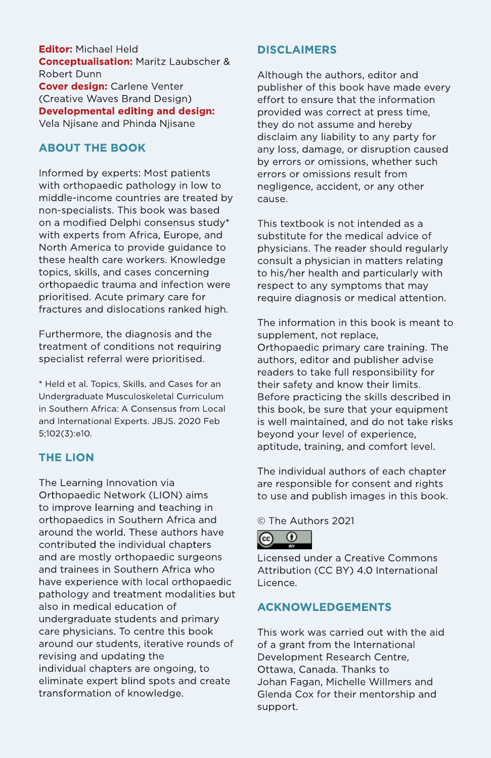**Editor:** Michael Held
**Conceptualisation:** Maritz Laubscher & Robert Dunn
**Cover design:** Carlene Venter (Creative Waves Brand Design)
**Developmental editing and design:** Vela Njisane and Phinda Njisane

## ABOUT THE BOOK

Informed by experts: Most patients with orthopaedic pathology in low to middle-income countries are treated by non-specialists. This book was based on a modified Delphi consensus study* with experts from Africa, Europe, and North America to provide guidance to these health care workers. Knowledge topics, skills, and cases concerning orthopaedic trauma and infection were prioritised. Acute primary care for fractures and dislocations ranked high.

Furthermore, the diagnosis and the treatment of conditions not requiring specialist referral were prioritised.

* Held et al. Topics, Skills, and Cases for an Undergraduate Musculoskeletal Curriculum in Southern Africa: A Consensus from Local and International Experts. JBJS. 2020 Feb 5;102(3):e10.

## THE LION

The Learning Innovation via Orthopaedic Network (LION) aims to improve learning and teaching in orthopaedics in Southern Africa and around the world. These authors have contributed the individual chapters and are mostly orthopaedic surgeons and trainees in Southern Africa who have experience with local orthopaedic pathology and treatment modalities but also in medical education of undergraduate students and primary care physicians. To centre this book around our students, iterative rounds of revising and updating the individual chapters are ongoing, to eliminate expert blind spots and create transformation of knowledge.

## DISCLAIMERS

Although the authors, editor and publisher of this book have made every effort to ensure that the information provided was correct at press time, they do not assume and hereby disclaim any liability to any party for any loss, damage, or disruption caused by errors or omissions, whether such errors or omissions result from negligence, accident, or any other cause.

This textbook is not intended as a substitute for the medical advice of physicians. The reader should regularly consult a physician in matters relating to his/her health and particularly with respect to any symptoms that may require diagnosis or medical attention.

The information in this book is meant to supplement, not replace, Orthopaedic primary care training. The authors, editor and publisher advise readers to take full responsibility for their safety and know their limits. Before practicing the skills described in this book, be sure that your equipment is well maintained, and do not take risks beyond your level of experience, aptitude, training, and comfort level.

The individual authors of each chapter are responsible for consent and rights to use and publish images in this book.

© The Authors 2021

Licensed under a Creative Commons Attribution (CC BY) 4.0 International Licence.

## ACKNOWLEDGEMENTS

This work was carried out with the aid of a grant from the International Development Research Centre, Ottawa, Canada. Thanks to Johan Fagan, Michelle Willmers and Glenda Cox for their mentorship and support.